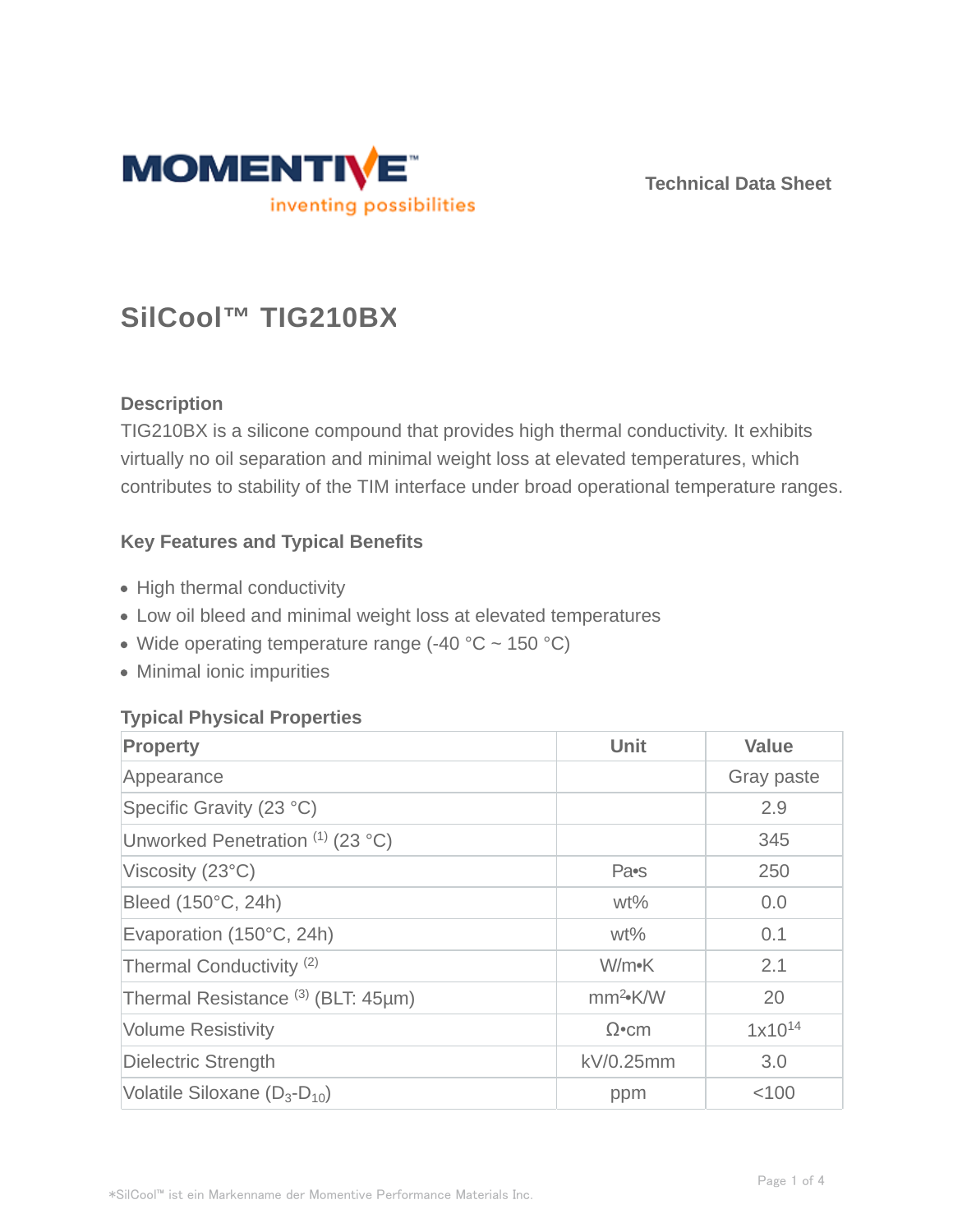Technical Data Sheet

# SilCool™ TIG210BX

### Description

TIG210BX is a silicone compound that provides high thermal conductivity. It exhibits virtually no oil separation and minimal weight loss at elevated temperatures, which contributes to stability of the TIM interface under broad operational temperature ranges.

### Key Features and Typical Benefits

- High thermal conductivity
- Low oil bleed and minimal weight loss at elevated temperatures
- Wide operating temperature range (-40 °C ~ 150 °C)
- Minimal ionic impurities

### Typical Physical Properties

| Property | Unit | Value |
|---|---|---|
| Appearance | | Gray paste |
| Specific Gravity (23 °C) | | 2.9 |
| Unworked Penetration (1) (23 °C) | | 345 |
| Viscosity (23°C) | Pa•s | 250 |
| Bleed (150°C, 24h) | wt% | 0.0 |
| Evaporation (150°C, 24h) | wt% | 0.1 |
| Thermal Conductivity (2) | W/m•K | 2.1 |
| Thermal Resistance (3) (BLT: 45µm) | $mm^2$•K/W | 20 |
| Volume Resistivity | Ω•cm | $1x10^{14}$ |
| Dielectric Strength | kV/0.25mm | 3.0 |
| Volatile Siloxane ($D_3$-$D_{10}$) | ppm | <100 |

*SilCool™ ist ein Markenname der Momentive Performance Materials Inc.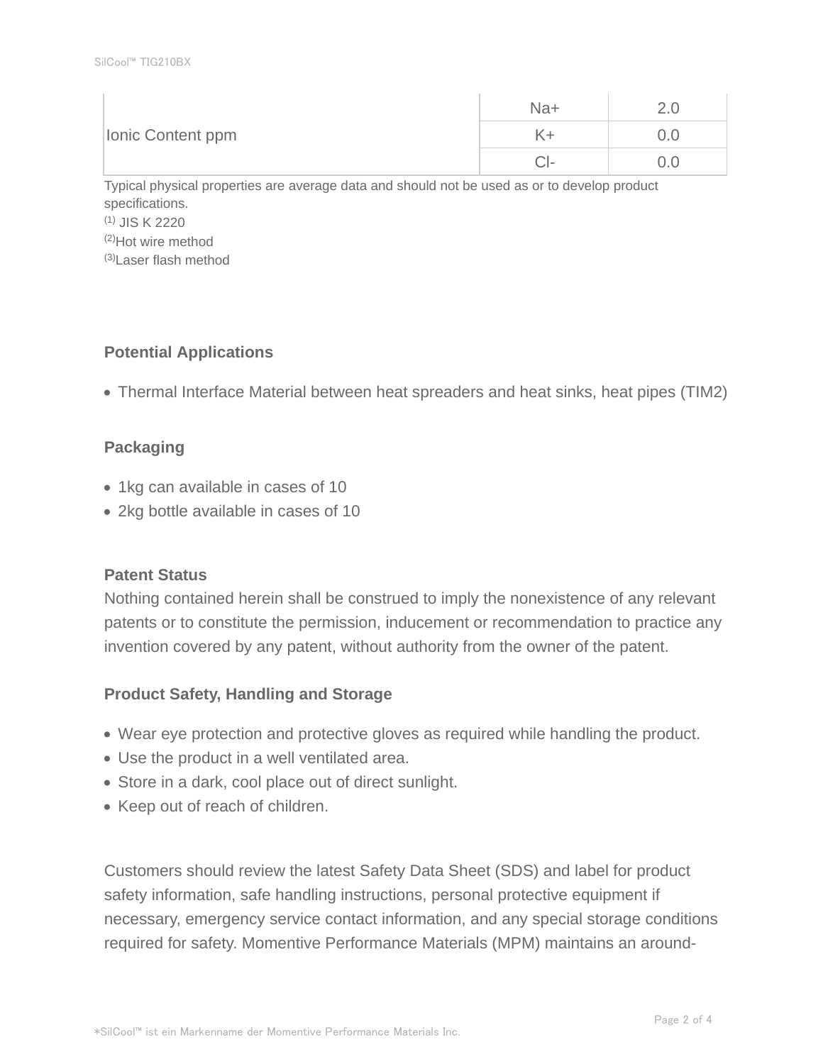| | | |
|---|---|---|
| Ionic Content ppm | Na+ | 2.0 |
| | K+ | 0.0 |
| | Cl- | 0.0 |

Typical physical properties are average data and should not be used as or to develop product specifications.
(1) JIS K 2220
(2)Hot wire method
(3)Laser flash method

**Potential Applications**

- Thermal Interface Material between heat spreaders and heat sinks, heat pipes (TIM2)

**Packaging**

- 1kg can available in cases of 10
- 2kg bottle available in cases of 10

**Patent Status**

Nothing contained herein shall be construed to imply the nonexistence of any relevant patents or to constitute the permission, inducement or recommendation to practice any invention covered by any patent, without authority from the owner of the patent.

**Product Safety, Handling and Storage**

- Wear eye protection and protective gloves as required while handling the product.
- Use the product in a well ventilated area.
- Store in a dark, cool place out of direct sunlight.
- Keep out of reach of children.

Customers should review the latest Safety Data Sheet (SDS) and label for product safety information, safe handling instructions, personal protective equipment if necessary, emergency service contact information, and any special storage conditions required for safety. Momentive Performance Materials (MPM) maintains an around-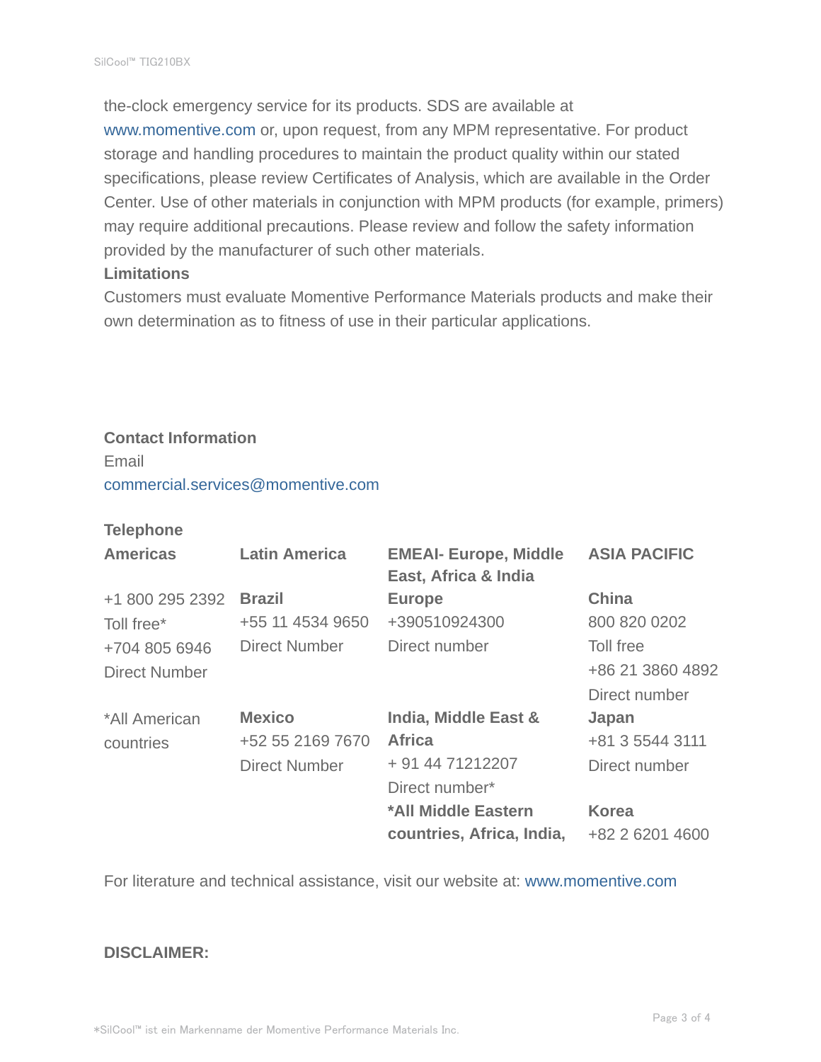the-clock emergency service for its products. SDS are available at www.momentive.com or, upon request, from any MPM representative. For product storage and handling procedures to maintain the product quality within our stated specifications, please review Certificates of Analysis, which are available in the Order Center. Use of other materials in conjunction with MPM products (for example, primers) may require additional precautions. Please review and follow the safety information provided by the manufacturer of such other materials.

**Limitations**

Customers must evaluate Momentive Performance Materials products and make their own determination as to fitness of use in their particular applications.

**Contact Information**

Email

commercial.services@momentive.com

**Telephone**

| **Americas** | **Latin America** | **EMEAI- Europe, Middle East, Africa & India** | **ASIA PACIFIC** |
|---|---|---|---|
| +1 800 295 2392 Toll free* +704 805 6946 Direct Number | **Brazil** +55 11 4534 9650 Direct Number | **Europe** +390510924300 Direct number | **China** 800 820 0202 Toll free +86 21 3860 4892 Direct number |
| *All American countries | **Mexico** +52 55 2169 7670 Direct Number | **India, Middle East & Africa** + 91 44 71212207 Direct number* | **Japan** +81 3 5544 3111 Direct number |
| | | ***All Middle Eastern countries, Africa, India,** | **Korea** +82 2 6201 4600 |

For literature and technical assistance, visit our website at: www.momentive.com

**DISCLAIMER:**

*SilCool™ ist ein Markenname der Momentive Performance Materials Inc.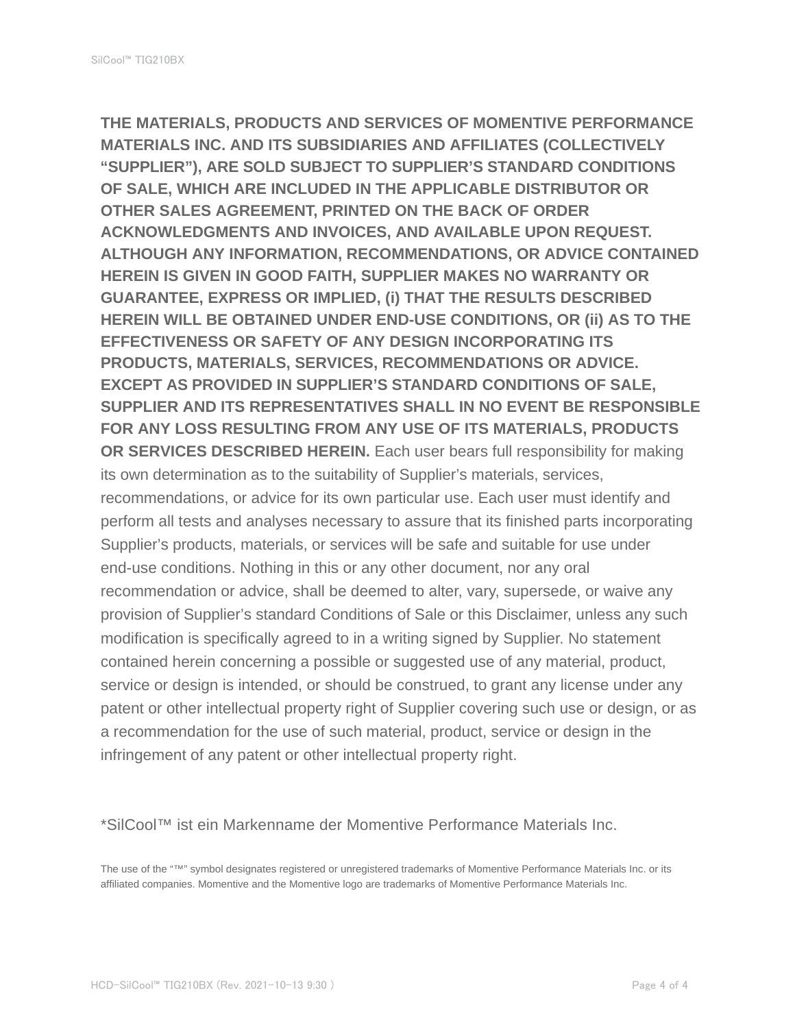**THE MATERIALS, PRODUCTS AND SERVICES OF MOMENTIVE PERFORMANCE MATERIALS INC. AND ITS SUBSIDIARIES AND AFFILIATES (COLLECTIVELY "SUPPLIER"), ARE SOLD SUBJECT TO SUPPLIER'S STANDARD CONDITIONS OF SALE, WHICH ARE INCLUDED IN THE APPLICABLE DISTRIBUTOR OR OTHER SALES AGREEMENT, PRINTED ON THE BACK OF ORDER ACKNOWLEDGMENTS AND INVOICES, AND AVAILABLE UPON REQUEST. ALTHOUGH ANY INFORMATION, RECOMMENDATIONS, OR ADVICE CONTAINED HEREIN IS GIVEN IN GOOD FAITH, SUPPLIER MAKES NO WARRANTY OR GUARANTEE, EXPRESS OR IMPLIED, (i) THAT THE RESULTS DESCRIBED HEREIN WILL BE OBTAINED UNDER END-USE CONDITIONS, OR (ii) AS TO THE EFFECTIVENESS OR SAFETY OF ANY DESIGN INCORPORATING ITS PRODUCTS, MATERIALS, SERVICES, RECOMMENDATIONS OR ADVICE. EXCEPT AS PROVIDED IN SUPPLIER'S STANDARD CONDITIONS OF SALE, SUPPLIER AND ITS REPRESENTATIVES SHALL IN NO EVENT BE RESPONSIBLE FOR ANY LOSS RESULTING FROM ANY USE OF ITS MATERIALS, PRODUCTS OR SERVICES DESCRIBED HEREIN.** Each user bears full responsibility for making its own determination as to the suitability of Supplier's materials, services, recommendations, or advice for its own particular use. Each user must identify and perform all tests and analyses necessary to assure that its finished parts incorporating Supplier's products, materials, or services will be safe and suitable for use under end-use conditions. Nothing in this or any other document, nor any oral recommendation or advice, shall be deemed to alter, vary, supersede, or waive any provision of Supplier's standard Conditions of Sale or this Disclaimer, unless any such modification is specifically agreed to in a writing signed by Supplier. No statement contained herein concerning a possible or suggested use of any material, product, service or design is intended, or should be construed, to grant any license under any patent or other intellectual property right of Supplier covering such use or design, or as a recommendation for the use of such material, product, service or design in the infringement of any patent or other intellectual property right.

*SilCool™ ist ein Markenname der Momentive Performance Materials Inc.

The use of the "™" symbol designates registered or unregistered trademarks of Momentive Performance Materials Inc. or its affiliated companies. Momentive and the Momentive logo are trademarks of Momentive Performance Materials Inc.